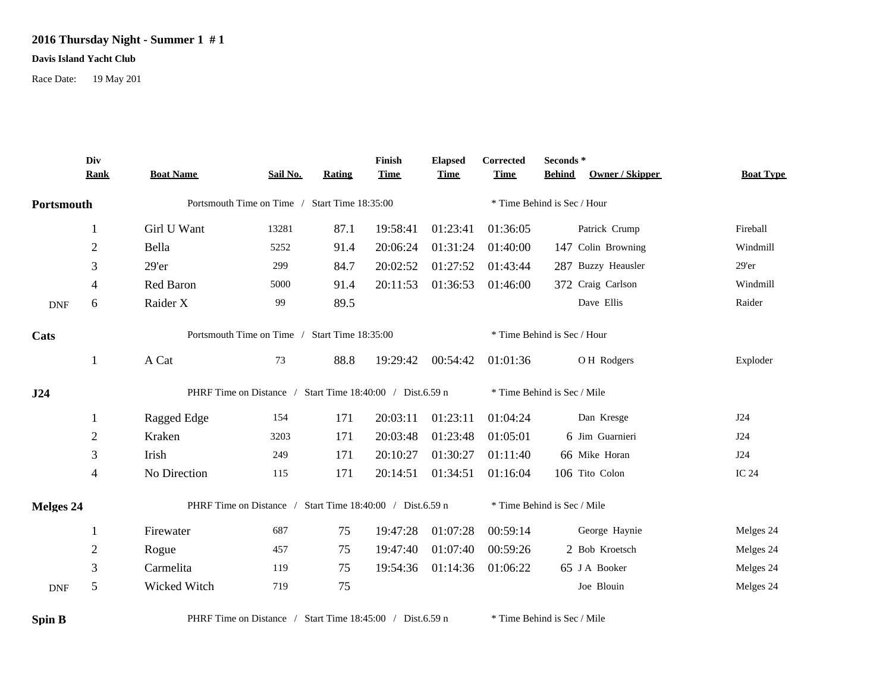# 2016 Thursday Night - Summer 1 # 1

**Davis Island Yacht Club**

Race Date: 19 May 201

| | Div Rank | Boat Name | Sail No. | Rating | Finish Time | Elapsed Time | Corrected Time | Seconds * Behind | Owner / Skipper | Boat Type |
|---|---|---|---|---|---|---|---|---|---|---|
| **Portsmouth** | | Portsmouth Time on Time / Start Time 18:35:00 | | | | | * Time Behind is Sec / Hour | | | |
| | 1 | Girl U Want | 13281 | 87.1 | 19:58:41 | 01:23:41 | 01:36:05 | | Patrick Crump | Fireball |
| | 2 | Bella | 5252 | 91.4 | 20:06:24 | 01:31:24 | 01:40:00 | 147 | Colin Browning | Windmill |
| | 3 | 29'er | 299 | 84.7 | 20:02:52 | 01:27:52 | 01:43:44 | 287 | Buzzy Heausler | 29'er |
| | 4 | Red Baron | 5000 | 91.4 | 20:11:53 | 01:36:53 | 01:46:00 | 372 | Craig Carlson | Windmill |
| DNF | 6 | Raider X | 99 | 89.5 | | | | | Dave Ellis | Raider |
| **Cats** | | Portsmouth Time on Time / Start Time 18:35:00 | | | | | * Time Behind is Sec / Hour | | | |
| | 1 | A Cat | 73 | 88.8 | 19:29:42 | 00:54:42 | 01:01:36 | | O H Rodgers | Exploder |
| **J24** | | PHRF Time on Distance / Start Time 18:40:00 / Dist.6.59 n | | | | | * Time Behind is Sec / Mile | | | |
| | 1 | Ragged Edge | 154 | 171 | 20:03:11 | 01:23:11 | 01:04:24 | | Dan Kresge | J24 |
| | 2 | Kraken | 3203 | 171 | 20:03:48 | 01:23:48 | 01:05:01 | 6 | Jim Guarnieri | J24 |
| | 3 | Irish | 249 | 171 | 20:10:27 | 01:30:27 | 01:11:40 | 66 | Mike Horan | J24 |
| | 4 | No Direction | 115 | 171 | 20:14:51 | 01:34:51 | 01:16:04 | 106 | Tito Colon | IC 24 |
| **Melges 24** | | PHRF Time on Distance / Start Time 18:40:00 / Dist.6.59 n | | | | | * Time Behind is Sec / Mile | | | |
| | 1 | Firewater | 687 | 75 | 19:47:28 | 01:07:28 | 00:59:14 | | George Haynie | Melges 24 |
| | 2 | Rogue | 457 | 75 | 19:47:40 | 01:07:40 | 00:59:26 | 2 | Bob Kroetsch | Melges 24 |
| | 3 | Carmelita | 119 | 75 | 19:54:36 | 01:14:36 | 01:06:22 | 65 | J A Booker | Melges 24 |
| DNF | 5 | Wicked Witch | 719 | 75 | | | | | Joe Blouin | Melges 24 |
| **Spin B** | | PHRF Time on Distance / Start Time 18:45:00 / Dist.6.59 n | | | | | * Time Behind is Sec / Mile | | | |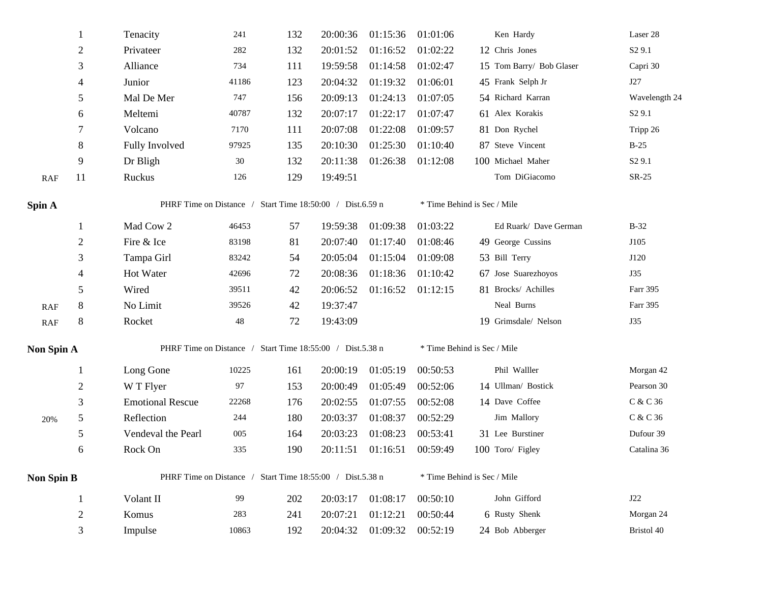| | Place | Boat | Sail # | PHRF | Finish | Elapsed | Corrected | * | Skipper | Type |
|---|---|---|---|---|---|---|---|---|---|---|
| | 1 | Tenacity | 241 | 132 | 20:00:36 | 01:15:36 | 01:01:06 | | Ken Hardy | Laser 28 |
| | 2 | Privateer | 282 | 132 | 20:01:52 | 01:16:52 | 01:02:22 | 12 | Chris Jones | S2 9.1 |
| | 3 | Alliance | 734 | 111 | 19:59:58 | 01:14:58 | 01:02:47 | 15 | Tom Barry/ Bob Glaser | Capri 30 |
| | 4 | Junior | 41186 | 123 | 20:04:32 | 01:19:32 | 01:06:01 | 45 | Frank Selph Jr | J27 |
| | 5 | Mal De Mer | 747 | 156 | 20:09:13 | 01:24:13 | 01:07:05 | 54 | Richard Karran | Wavelength 24 |
| | 6 | Meltemi | 40787 | 132 | 20:07:17 | 01:22:17 | 01:07:47 | 61 | Alex Korakis | S2 9.1 |
| | 7 | Volcano | 7170 | 111 | 20:07:08 | 01:22:08 | 01:09:57 | 81 | Don Rychel | Tripp 26 |
| | 8 | Fully Involved | 97925 | 135 | 20:10:30 | 01:25:30 | 01:10:40 | 87 | Steve Vincent | B-25 |
| | 9 | Dr Bligh | 30 | 132 | 20:11:38 | 01:26:38 | 01:12:08 | 100 | Michael Maher | S2 9.1 |
| RAF | 11 | Ruckus | 126 | 129 | 19:49:51 | | | | Tom DiGiacomo | SR-25 |

**Spin A** PHRF Time on Distance / Start Time 18:50:00 / Dist.6.59 n * Time Behind is Sec / Mile

| | Place | Boat | Sail # | PHRF | Finish | Elapsed | Corrected | * | Skipper | Type |
|---|---|---|---|---|---|---|---|---|---|---|
| | 1 | Mad Cow 2 | 46453 | 57 | 19:59:38 | 01:09:38 | 01:03:22 | | Ed Ruark/ Dave German | B-32 |
| | 2 | Fire & Ice | 83198 | 81 | 20:07:40 | 01:17:40 | 01:08:46 | 49 | George Cussins | J105 |
| | 3 | Tampa Girl | 83242 | 54 | 20:05:04 | 01:15:04 | 01:09:08 | 53 | Bill Terry | J120 |
| | 4 | Hot Water | 42696 | 72 | 20:08:36 | 01:18:36 | 01:10:42 | 67 | Jose Suarezhoyos | J35 |
| | 5 | Wired | 39511 | 42 | 20:06:52 | 01:16:52 | 01:12:15 | 81 | Brocks/ Achilles | Farr 395 |
| RAF | 8 | No Limit | 39526 | 42 | 19:37:47 | | | | Neal Burns | Farr 395 |
| RAF | 8 | Rocket | 48 | 72 | 19:43:09 | | | 19 | Grimsdale/ Nelson | J35 |

**Non Spin A** PHRF Time on Distance / Start Time 18:55:00 / Dist.5.38 n * Time Behind is Sec / Mile

| | Place | Boat | Sail # | PHRF | Finish | Elapsed | Corrected | * | Skipper | Type |
|---|---|---|---|---|---|---|---|---|---|---|
| | 1 | Long Gone | 10225 | 161 | 20:00:19 | 01:05:19 | 00:50:53 | | Phil Walller | Morgan 42 |
| | 2 | W T Flyer | 97 | 153 | 20:00:49 | 01:05:49 | 00:52:06 | 14 | Ullman/ Bostick | Pearson 30 |
| | 3 | Emotional Rescue | 22268 | 176 | 20:02:55 | 01:07:55 | 00:52:08 | 14 | Dave Coffee | C & C 36 |
| 20% | 5 | Reflection | 244 | 180 | 20:03:37 | 01:08:37 | 00:52:29 | | Jim Mallory | C & C 36 |
| | 5 | Vendeval the Pearl | 005 | 164 | 20:03:23 | 01:08:23 | 00:53:41 | 31 | Lee Burstiner | Dufour 39 |
| | 6 | Rock On | 335 | 190 | 20:11:51 | 01:16:51 | 00:59:49 | 100 | Toro/ Figley | Catalina 36 |

**Non Spin B** PHRF Time on Distance / Start Time 18:55:00 / Dist.5.38 n * Time Behind is Sec / Mile

| | Place | Boat | Sail # | PHRF | Finish | Elapsed | Corrected | * | Skipper | Type |
|---|---|---|---|---|---|---|---|---|---|---|
| | 1 | Volant II | 99 | 202 | 20:03:17 | 01:08:17 | 00:50:10 | | John Gifford | J22 |
| | 2 | Komus | 283 | 241 | 20:07:21 | 01:12:21 | 00:50:44 | 6 | Rusty Shenk | Morgan 24 |
| | 3 | Impulse | 10863 | 192 | 20:04:32 | 01:09:32 | 00:52:19 | 24 | Bob Abberger | Bristol 40 |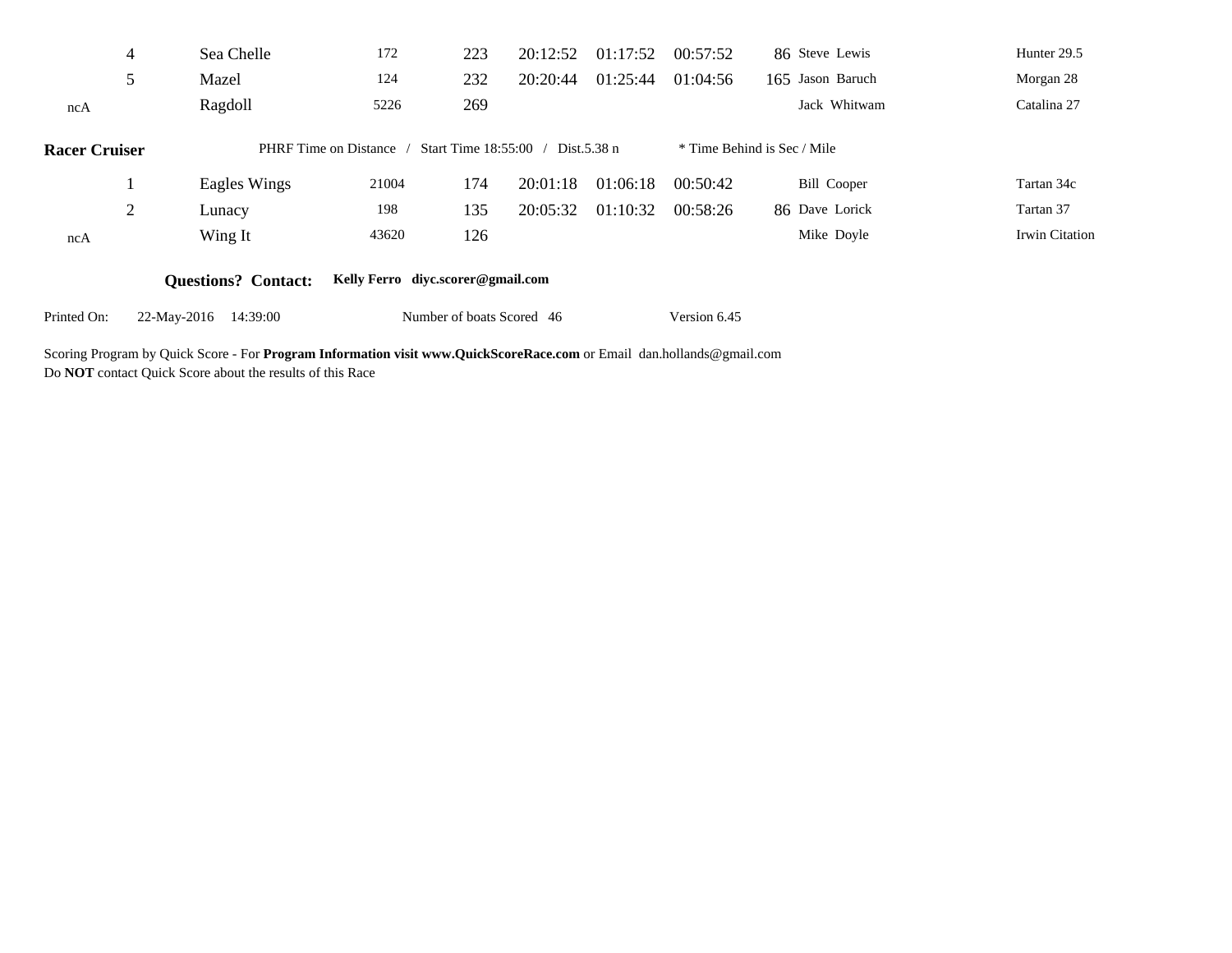| | | | | | | | | | |
|---|---|---|---|---|---|---|---|---|---|
| 4 | Sea Chelle | 172 | 223 | 20:12:52 | 01:17:52 | 00:57:52 | 86 | Steve Lewis | Hunter 29.5 |
| 5 | Mazel | 124 | 232 | 20:20:44 | 01:25:44 | 01:04:56 | 165 | Jason Baruch | Morgan 28 |
| ncA | Ragdoll | 5226 | 269 | | | | | Jack Whitwam | Catalina 27 |

**Racer Cruiser** PHRF Time on Distance / Start Time 18:55:00 / Dist.5.38 n * Time Behind is Sec / Mile

| | | | | | | | | | |
|---|---|---|---|---|---|---|---|---|---|
| 1 | Eagles Wings | 21004 | 174 | 20:01:18 | 01:06:18 | 00:50:42 | | Bill Cooper | Tartan 34c |
| 2 | Lunacy | 198 | 135 | 20:05:32 | 01:10:32 | 00:58:26 | 86 | Dave Lorick | Tartan 37 |
| ncA | Wing It | 43620 | 126 | | | | | Mike Doyle | Irwin Citation |

**Questions? Contact:** **Kelly Ferro diyc.scorer@gmail.com**

Printed On: 22-May-2016 14:39:00 Number of boats Scored 46 Version 6.45

Scoring Program by Quick Score - For **Program Information visit www.QuickScoreRace.com** or Email dan.hollands@gmail.com
Do **NOT** contact Quick Score about the results of this Race